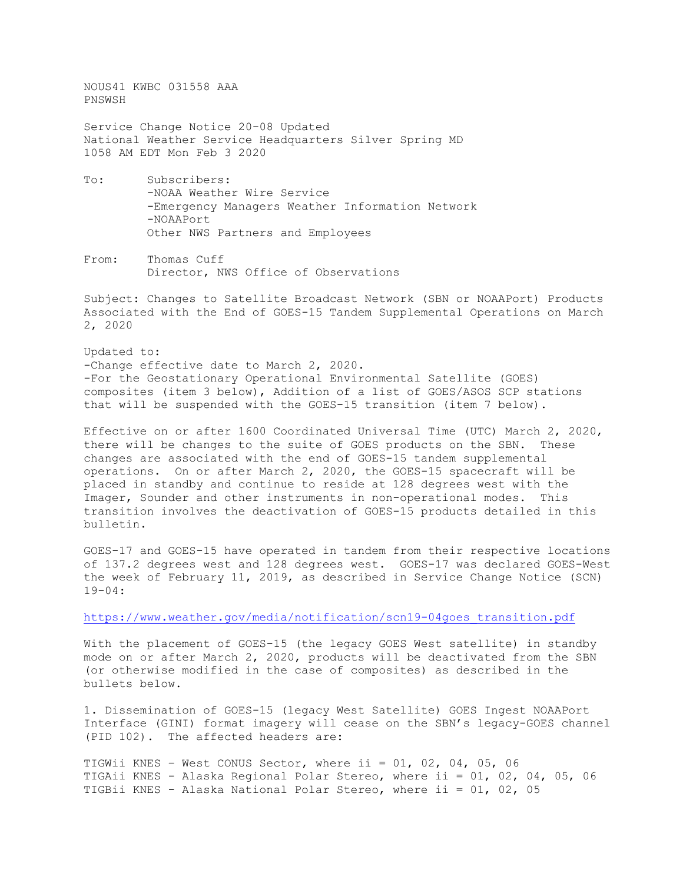NOUS41 KWBC 031558 AAA
PNSWSH

Service Change Notice 20-08 Updated
National Weather Service Headquarters Silver Spring MD
1058 AM EDT Mon Feb 3 2020

To: Subscribers:
-NOAA Weather Wire Service
-Emergency Managers Weather Information Network
-NOAAPort
Other NWS Partners and Employees

From: Thomas Cuff
Director, NWS Office of Observations

Subject: Changes to Satellite Broadcast Network (SBN or NOAAPort) Products Associated with the End of GOES-15 Tandem Supplemental Operations on March 2, 2020

Updated to:
-Change effective date to March 2, 2020.
-For the Geostationary Operational Environmental Satellite (GOES) composites (item 3 below), Addition of a list of GOES/ASOS SCP stations that will be suspended with the GOES-15 transition (item 7 below).

Effective on or after 1600 Coordinated Universal Time (UTC) March 2, 2020, there will be changes to the suite of GOES products on the SBN. These changes are associated with the end of GOES-15 tandem supplemental operations. On or after March 2, 2020, the GOES-15 spacecraft will be placed in standby and continue to reside at 128 degrees west with the Imager, Sounder and other instruments in non-operational modes. This transition involves the deactivation of GOES-15 products detailed in this bulletin.

GOES-17 and GOES-15 have operated in tandem from their respective locations of 137.2 degrees west and 128 degrees west. GOES-17 was declared GOES-West the week of February 11, 2019, as described in Service Change Notice (SCN) 19-04:

https://www.weather.gov/media/notification/scn19-04goes_transition.pdf

With the placement of GOES-15 (the legacy GOES West satellite) in standby mode on or after March 2, 2020, products will be deactivated from the SBN (or otherwise modified in the case of composites) as described in the bullets below.

1. Dissemination of GOES-15 (legacy West Satellite) GOES Ingest NOAAPort Interface (GINI) format imagery will cease on the SBN's legacy-GOES channel (PID 102). The affected headers are:

TIGWii KNES – West CONUS Sector, where ii = 01, 02, 04, 05, 06
TIGAii KNES - Alaska Regional Polar Stereo, where ii = 01, 02, 04, 05, 06
TIGBii KNES - Alaska National Polar Stereo, where ii = 01, 02, 05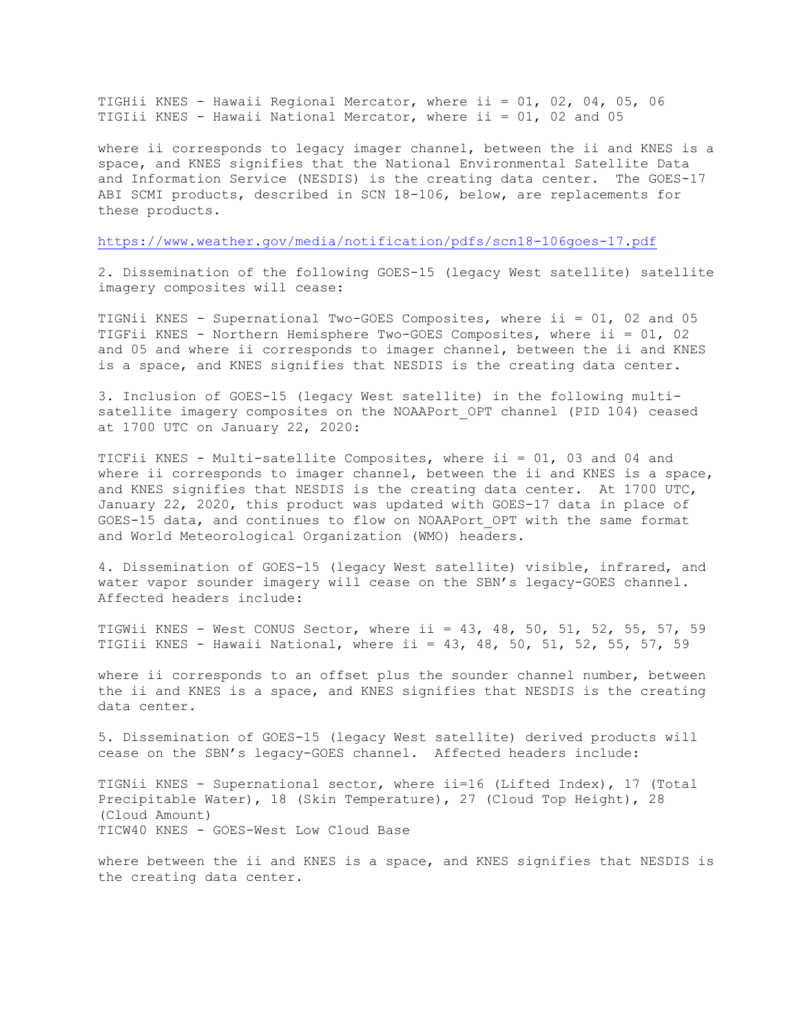TIGHii KNES - Hawaii Regional Mercator, where ii = 01, 02, 04, 05, 06
TIGIii KNES - Hawaii National Mercator, where ii = 01, 02 and 05

where ii corresponds to legacy imager channel, between the ii and KNES is a space, and KNES signifies that the National Environmental Satellite Data and Information Service (NESDIS) is the creating data center. The GOES-17 ABI SCMI products, described in SCN 18-106, below, are replacements for these products.

https://www.weather.gov/media/notification/pdfs/scn18-106goes-17.pdf

2. Dissemination of the following GOES-15 (legacy West satellite) satellite imagery composites will cease:

TIGNii KNES - Supernational Two-GOES Composites, where ii = 01, 02 and 05
TIGFii KNES - Northern Hemisphere Two-GOES Composites, where ii = 01, 02 and 05 and where ii corresponds to imager channel, between the ii and KNES is a space, and KNES signifies that NESDIS is the creating data center.

3. Inclusion of GOES-15 (legacy West satellite) in the following multi-satellite imagery composites on the NOAAPort_OPT channel (PID 104) ceased at 1700 UTC on January 22, 2020:

TICFii KNES - Multi-satellite Composites, where ii = 01, 03 and 04 and where ii corresponds to imager channel, between the ii and KNES is a space, and KNES signifies that NESDIS is the creating data center. At 1700 UTC, January 22, 2020, this product was updated with GOES-17 data in place of GOES-15 data, and continues to flow on NOAAPort_OPT with the same format and World Meteorological Organization (WMO) headers.

4. Dissemination of GOES-15 (legacy West satellite) visible, infrared, and water vapor sounder imagery will cease on the SBN's legacy-GOES channel. Affected headers include:

TIGWii KNES - West CONUS Sector, where ii = 43, 48, 50, 51, 52, 55, 57, 59
TIGIii KNES - Hawaii National, where ii = 43, 48, 50, 51, 52, 55, 57, 59

where ii corresponds to an offset plus the sounder channel number, between the ii and KNES is a space, and KNES signifies that NESDIS is the creating data center.

5. Dissemination of GOES-15 (legacy West satellite) derived products will cease on the SBN's legacy-GOES channel. Affected headers include:

TIGNii KNES - Supernational sector, where ii=16 (Lifted Index), 17 (Total Precipitable Water), 18 (Skin Temperature), 27 (Cloud Top Height), 28 (Cloud Amount)
TICW40 KNES - GOES-West Low Cloud Base

where between the ii and KNES is a space, and KNES signifies that NESDIS is the creating data center.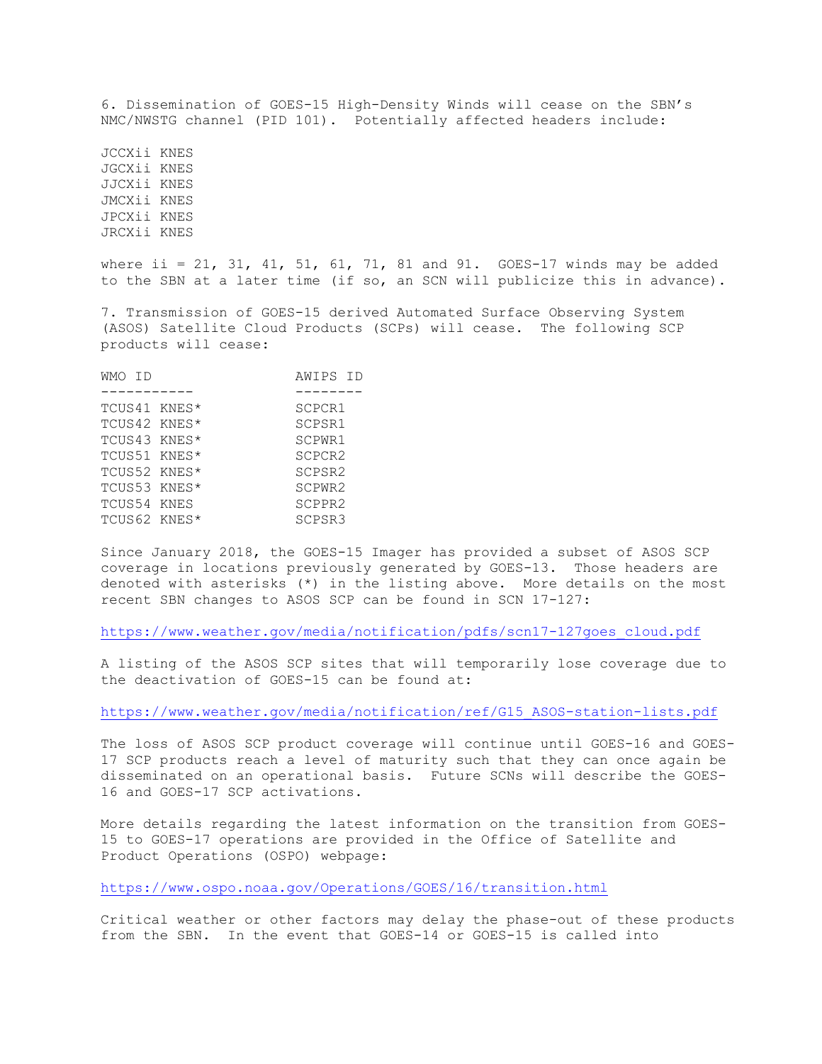6. Dissemination of GOES-15 High-Density Winds will cease on the SBN's NMC/NWSTG channel (PID 101). Potentially affected headers include:

JCCXii KNES
JGCXii KNES
JJCXii KNES
JMCXii KNES
JPCXii KNES
JRCXii KNES

where ii = 21, 31, 41, 51, 61, 71, 81 and 91. GOES-17 winds may be added to the SBN at a later time (if so, an SCN will publicize this in advance).

7. Transmission of GOES-15 derived Automated Surface Observing System (ASOS) Satellite Cloud Products (SCPs) will cease. The following SCP products will cease:

| WMO ID | AWIPS ID |
|---|---|
| TCUS41 KNES* | SCPCR1 |
| TCUS42 KNES* | SCPSR1 |
| TCUS43 KNES* | SCPWR1 |
| TCUS51 KNES* | SCPCR2 |
| TCUS52 KNES* | SCPSR2 |
| TCUS53 KNES* | SCPWR2 |
| TCUS54 KNES | SCPPR2 |
| TCUS62 KNES* | SCPSR3 |

Since January 2018, the GOES-15 Imager has provided a subset of ASOS SCP coverage in locations previously generated by GOES-13. Those headers are denoted with asterisks (*) in the listing above. More details on the most recent SBN changes to ASOS SCP can be found in SCN 17-127:

https://www.weather.gov/media/notification/pdfs/scn17-127goes_cloud.pdf

A listing of the ASOS SCP sites that will temporarily lose coverage due to the deactivation of GOES-15 can be found at:

https://www.weather.gov/media/notification/ref/G15_ASOS-station-lists.pdf

The loss of ASOS SCP product coverage will continue until GOES-16 and GOES-17 SCP products reach a level of maturity such that they can once again be disseminated on an operational basis. Future SCNs will describe the GOES-16 and GOES-17 SCP activations.

More details regarding the latest information on the transition from GOES-15 to GOES-17 operations are provided in the Office of Satellite and Product Operations (OSPO) webpage:

https://www.ospo.noaa.gov/Operations/GOES/16/transition.html

Critical weather or other factors may delay the phase-out of these products from the SBN. In the event that GOES-14 or GOES-15 is called into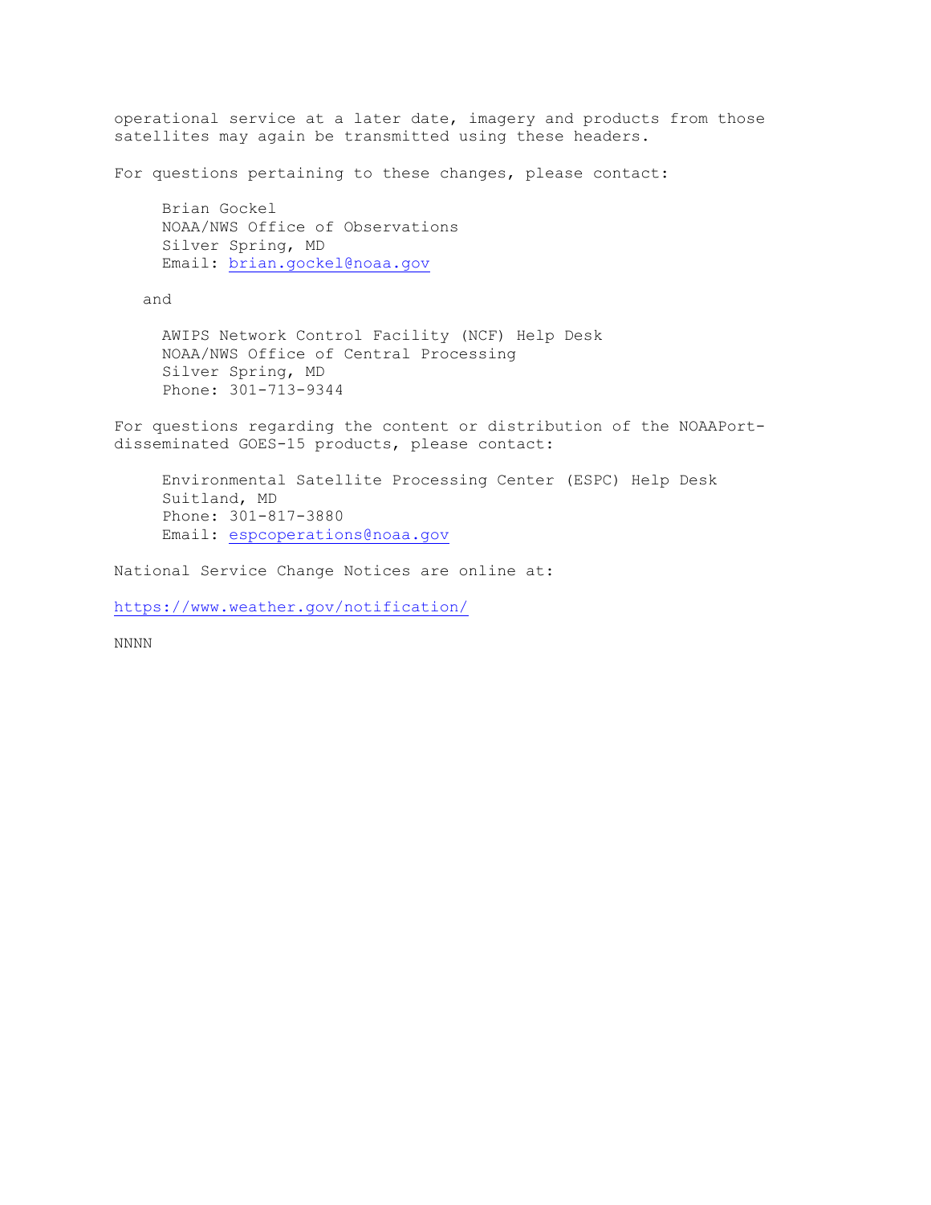operational service at a later date, imagery and products from those satellites may again be transmitted using these headers.

For questions pertaining to these changes, please contact:

Brian Gockel
NOAA/NWS Office of Observations
Silver Spring, MD
Email: brian.gockel@noaa.gov

and

AWIPS Network Control Facility (NCF) Help Desk
NOAA/NWS Office of Central Processing
Silver Spring, MD
Phone: 301-713-9344

For questions regarding the content or distribution of the NOAAPort-disseminated GOES-15 products, please contact:

Environmental Satellite Processing Center (ESPC) Help Desk
Suitland, MD
Phone: 301-817-3880
Email: espcoperations@noaa.gov

National Service Change Notices are online at:

https://www.weather.gov/notification/

NNNN